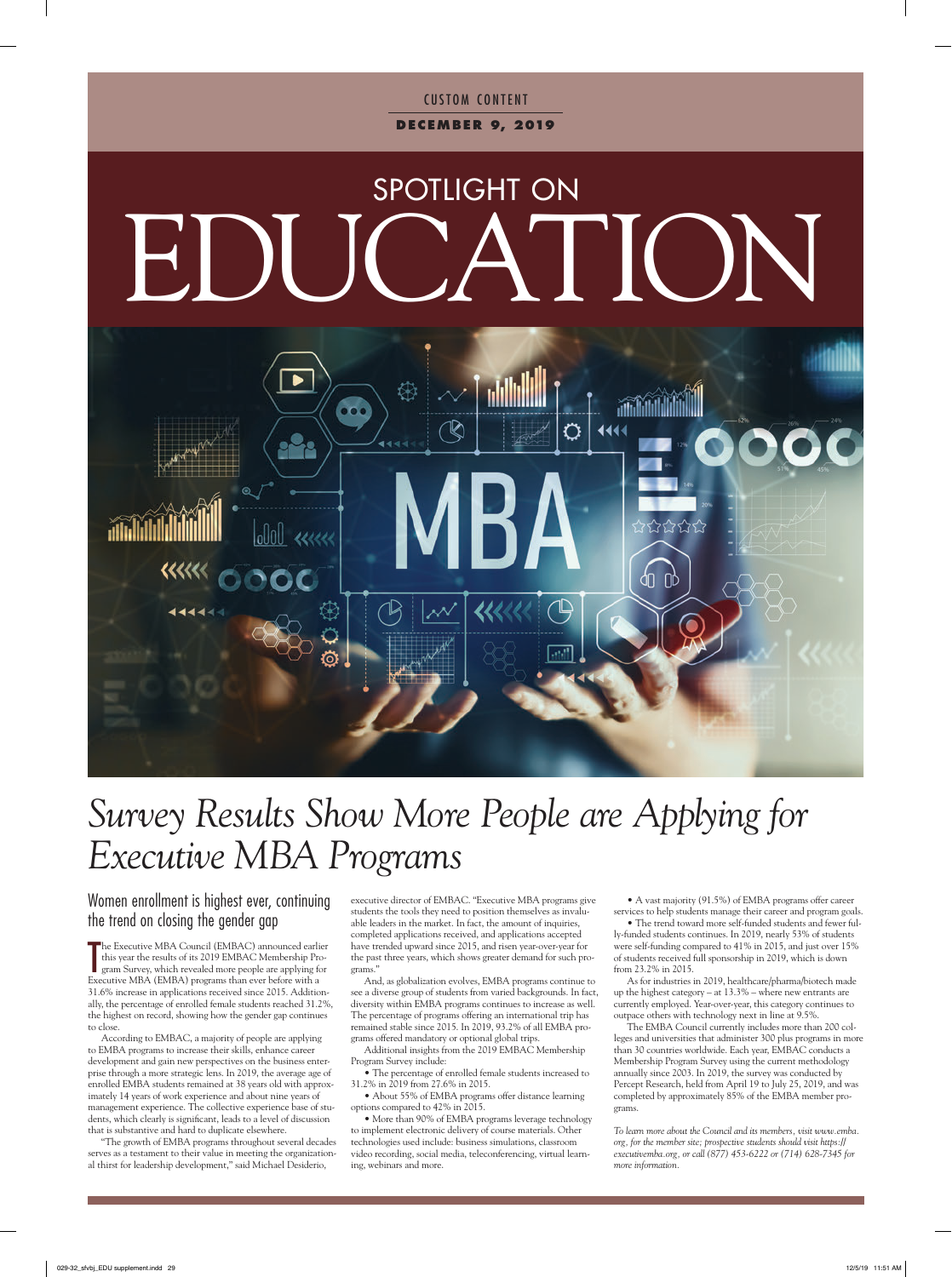CUSTOM CONTENT

**DECEMBER 9, 2019**

# SPOTLIGHT ON EDUCATION

# *Survey Results Show More People are Applying for Executive MBA Programs*

## Women enrollment is highest ever, continuing the trend on closing the gender gap

The Executive MBA Council (EMBAC) announced earlier this year the results of its 2019 EMBAC Membership Program Survey, which revealed more people are applying for Executive MBA (EMBA) programs than ever before with a 31.6% increase in applications received since 2015. Additionally, the percentage of enrolled female students reached 31.2%, the highest on record, showing how the gender gap continues to close.

According to EMBAC, a majority of people are applying to EMBA programs to increase their skills, enhance career development and gain new perspectives on the business enterprise through a more strategic lens. In 2019, the average age of enrolled EMBA students remained at 38 years old with approximately 14 years of work experience and about nine years of management experience. The collective experience base of students, which clearly is significant, leads to a level of discussion that is substantive and hard to duplicate elsewhere.

"The growth of EMBA programs throughout several decades serves as a testament to their value in meeting the organizational thirst for leadership development," said Michael Desiderio, executive director of EMBAC. "Executive MBA programs give students the tools they need to position themselves as invaluable leaders in the market. In fact, the amount of inquiries, completed applications received, and applications accepted have trended upward since 2015, and risen year-over-year for the past three years, which shows greater demand for such programs."

And, as globalization evolves, EMBA programs continue to see a diverse group of students from varied backgrounds. In fact, diversity within EMBA programs continues to increase as well. The percentage of programs offering an international trip has remained stable since 2015. In 2019, 93.2% of all EMBA programs offered mandatory or optional global trips.

Additional insights from the 2019 EMBAC Membership Program Survey include:

- The percentage of enrolled female students increased to 31.2% in 2019 from 27.6% in 2015.
- About 55% of EMBA programs offer distance learning options compared to 42% in 2015.
- More than 90% of EMBA programs leverage technology to implement electronic delivery of course materials. Other technologies used include: business simulations, classroom video recording, social media, teleconferencing, virtual learning, webinars and more.
- A vast majority (91.5%) of EMBA programs offer career services to help students manage their career and program goals.
- The trend toward more self-funded students and fewer fully-funded students continues. In 2019, nearly 53% of students were self-funding compared to 41% in 2015, and just over 15% of students received full sponsorship in 2019, which is down from 23.2% in 2015.

As for industries in 2019, healthcare/pharma/biotech made up the highest category – at 13.3% – where new entrants are currently employed. Year-over-year, this category continues to outpace others with technology next in line at 9.5%.

The EMBA Council currently includes more than 200 colleges and universities that administer 300 plus programs in more than 30 countries worldwide. Each year, EMBAC conducts a Membership Program Survey using the current methodology annually since 2003. In 2019, the survey was conducted by Percept Research, held from April 19 to July 25, 2019, and was completed by approximately 85% of the EMBA member programs.

*To learn more about the Council and its members, visit www.emba.org, for the member site; prospective students should visit https://executivemba.org, or call (877) 453-6222 or (714) 628-7345 for more information.*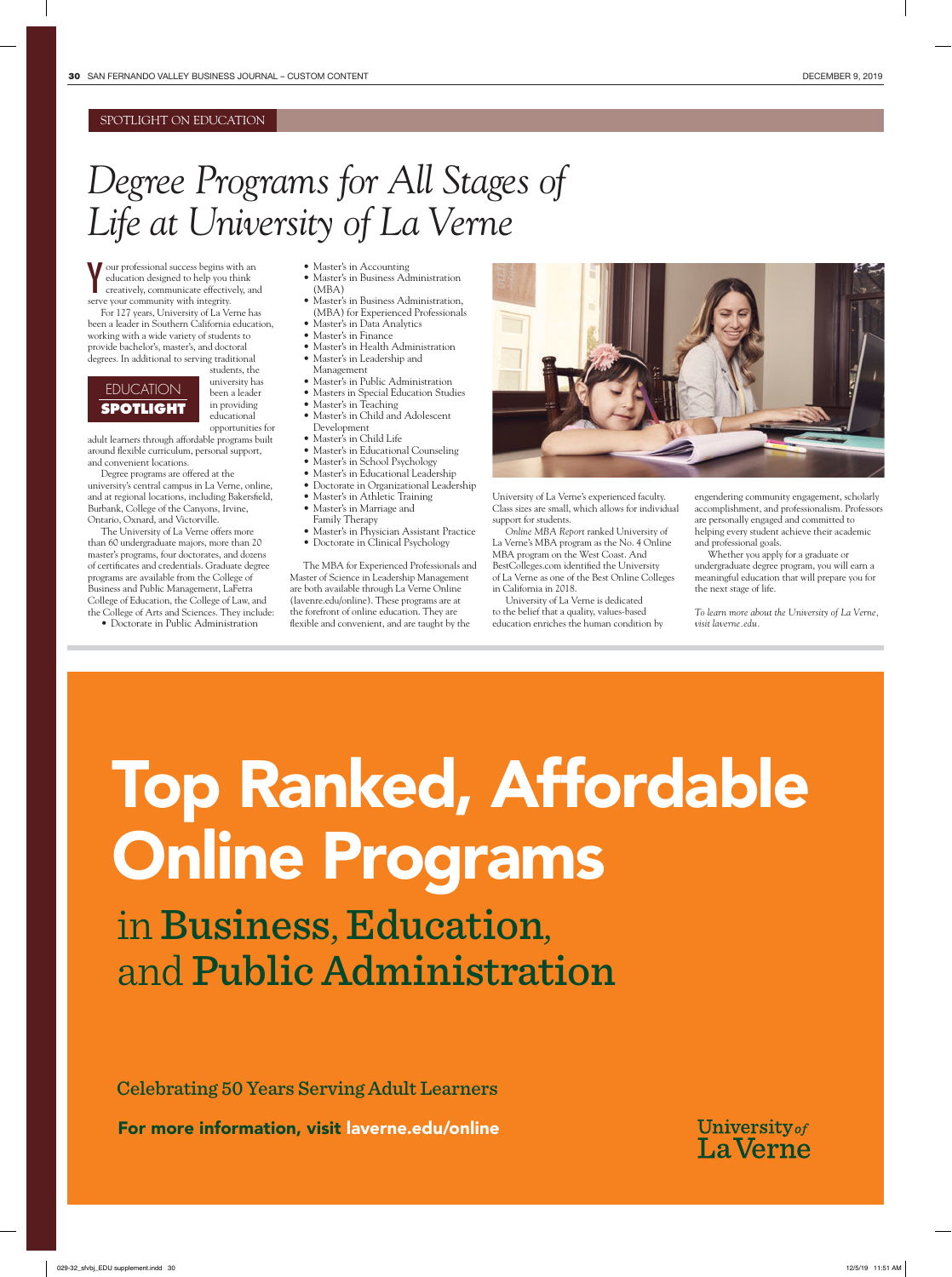SPOTLIGHT ON EDUCATION

# *Degree Programs for All Stages of Life at University of La Verne*

Your professional success begins with an education designed to help you think creatively, communicate effectively, and serve your community with integrity.

For 127 years, University of La Verne has been a leader in Southern California education, working with a wide variety of students to provide bachelor's, master's, and doctoral degrees. In additional to serving traditional students, the university has been a leader in providing educational opportunities for adult learners through affordable programs built around flexible curriculum, personal support, and convenient locations.

EDUCATION **SPOTLIGHT**

Degree programs are offered at the university's central campus in La Verne, online, and at regional locations, including Bakersfield, Burbank, College of the Canyons, Irvine, Ontario, Oxnard, and Victorville.

The University of La Verne offers more than 60 undergraduate majors, more than 20 master's programs, four doctorates, and dozens of certificates and credentials. Graduate degree programs are available from the College of Business and Public Management, LaFetra College of Education, the College of Law, and the College of Arts and Sciences. They include:

- Doctorate in Public Administration
- Master's in Accounting
- Master's in Business Administration (MBA)
- Master's in Business Administration, (MBA) for Experienced Professionals
- Master's in Data Analytics
- Master's in Finance
- Master's in Health Administration
- Master's in Leadership and Management
- Master's in Public Administration
- Masters in Special Education Studies
- Master's in Teaching
- Master's in Child and Adolescent Development
- Master's in Child Life
- Master's in Educational Counseling
- Master's in School Psychology
- Master's in Educational Leadership
- Doctorate in Organizational Leadership
- Master's in Athletic Training
- Master's in Marriage and Family Therapy
- Master's in Physician Assistant Practice
- Doctorate in Clinical Psychology

The MBA for Experienced Professionals and Master of Science in Leadership Management are both available through La Verne Online (lavenre.edu/online). These programs are at the forefront of online education. They are flexible and convenient, and are taught by the University of La Verne's experienced faculty. Class sizes are small, which allows for individual support for students.

*Online MBA Report* ranked University of La Verne's MBA program as the No. 4 Online MBA program on the West Coast. And BestColleges.com identified the University of La Verne as one of the Best Online Colleges in California in 2018.

University of La Verne is dedicated to the belief that a quality, values-based education enriches the human condition by engendering community engagement, scholarly accomplishment, and professionalism. Professors are personally engaged and committed to helping every student achieve their academic and professional goals.

Whether you apply for a graduate or undergraduate degree program, you will earn a meaningful education that will prepare you for the next stage of life.

*To learn more about the University of La Verne, visit laverne.edu.*

---

# Top Ranked, Affordable Online Programs

## in **Business**, **Education**, and **Public Administration**

Celebrating 50 Years Serving Adult Learners

**For more information, visit laverne.edu/online**

University *of* La Verne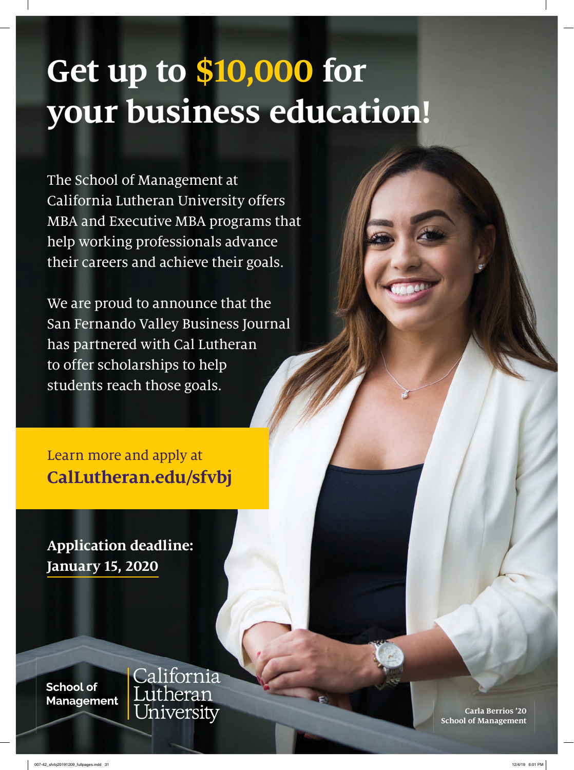# Get up to $10,000 for your business education!

The School of Management at California Lutheran University offers MBA and Executive MBA programs that help working professionals advance their careers and achieve their goals.

We are proud to announce that the San Fernando Valley Business Journal has partnered with Cal Lutheran to offer scholarships to help students reach those goals.

Learn more and apply at
**CalLutheran.edu/sfvbj**

**Application deadline:**
**January 15, 2020**

School of Management | California Lutheran University

**Carla Berrios '20**
**School of Management**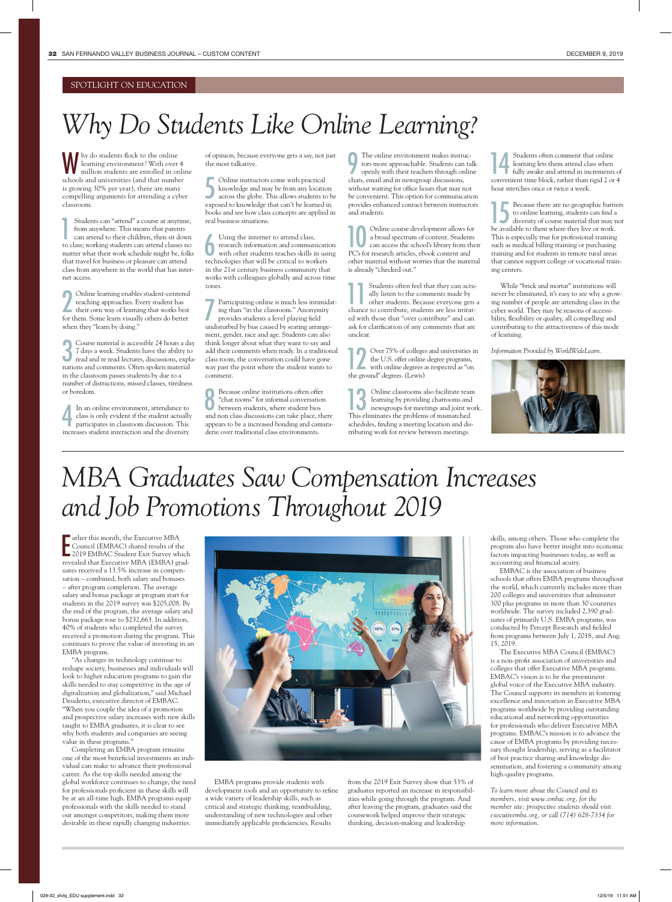SPOTLIGHT ON EDUCATION

# Why Do Students Like Online Learning?

Why do students flock to the online learning environment? With over 4 million students are enrolled in online schools and universities (and that number is growing 30% per year), there are many compelling arguments for attending a cyber classroom.

1 Students can "attend" a course at anytime, from anywhere. This means that parents can attend to their children, then sit down to class; working students can attend classes no matter what their work schedule might be, folks that travel for business or pleasure can attend class from anywhere in the world that has internet access.

2 Online learning enables student-centered teaching approaches. Every student has their own way of learning that works best for them. Some learn visually others do better when they "learn by doing."

3 Course material is accessible 24 hours a day 7 days a week. Students have the ability to read and re read lectures, discussions, explanations and comments. Often spoken material in the classroom passes students by due to a number of distractions, missed classes, tiredness or boredom.

4 In an online environment, attendance to class is only evident if the student actually participates in classroom discussion. This increases student interaction and the diversity of opinion, because everyone gets a say, not just the most talkative.

5 Online instructors come with practical knowledge and may be from any location across the globe. This allows students to be exposed to knowledge that can't be learned in books and see how class concepts are applied in real business situations.

6 Using the internet to attend class, research information and communication with other students teaches skills in using technologies that will be critical to workers in the 21st century business community that works with colleagues globally and across time zones.

7 Participating online is much less intimidating than "in the classroom." Anonymity provides students a level playing field undisturbed by bias caused by seating arrangement, gender, race and age. Students can also think longer about what they want to say and add their comments when ready. In a traditional class room, the conversation could have gone way past the point where the student wants to comment.

8 Because online institutions often offer "chat rooms" for informal conversation between students, where student bios and non class discussions can take place, there appears to be a increased bonding and camaraderie over traditional class environments.

9 The online environment makes instructors more approachable. Students can talk openly with their teachers through online chats, email and in newsgroup discussions, without waiting for office hours that may not be convenient. This option for communication provides enhanced contact between instructors and students.

10 Online course development allows for a broad spectrum of content. Students can access the school's library from their PC's for research articles, ebook content and other material without worries that the material is already "checked out."

11 Students often feel that they can actually listen to the comments made by other students. Because everyone gets a chance to contribute, students are less irritated with those that "over contribute" and can ask for clarification of any comments that are unclear.

12 Over 75% of colleges and universities in the U.S. offer online degree programs, with online degrees as respected as "on the ground" degrees. (Lewis)

13 Online classrooms also facilitate team learning by providing chatrooms and newsgroups for meetings and joint work. This eliminates the problems of mismatched schedules, finding a meeting location and distributing work for review between meetings.

14 Students often comment that online learning lets them attend class when fully awake and attend in increments of convenient time block, rather than rigid 2 or 4 hour stretches once or twice a week.

15 Because there are no geographic barriers to online learning, students can find a diversity of course material that may not be available to them where they live or work. This is especially true for professional training such as medical billing training or purchasing training and for students in remote rural areas that cannot support college or vocational training centers.

While "brick and mortar" institutions will never be eliminated, it's easy to see why a growing number of people are attending class in the cyber world. They may be reasons of accessibility, flexibility or quality, all combining and contributing to the attractiveness of this mode of learning.

*Information Provided by WorldWideLearn.*

# MBA Graduates Saw Compensation Increases and Job Promotions Throughout 2019

Earlier this month, the Executive MBA Council (EMBAC) shared results of the 2019 EMBAC Student Exit Survey which revealed that Executive MBA (EMBA) graduates received a 13.5% increase in compensation – combined, both salary and bonuses – after program completion. The average salary and bonus package at program start for students in the 2019 survey was $205,008. By the end of the program, the average salary and bonus package rose to $232,663. In addition, 40% of students who completed the survey received a promotion during the program. This continues to prove the value of investing in an EMBA program.

"As changes in technology continue to reshape society, businesses and individuals will look to higher education programs to gain the skills needed to stay competitive in the age of digitalization and globalization," said Michael Desiderio, executive director of EMBAC. "When you couple the idea of a promotion and prospective salary increases with new skills taught to EMBA graduates, it is clear to see why both students and companies are seeing value in these programs."

Completing an EMBA program remains one of the most beneficial investments an individual can make to advance their professional career. As the top skills needed among the global workforce continues to change, the need for professionals proficient in these skills will be at an all-time high. EMBA programs equip professionals with the skills needed to stand out amongst competitors, making them more desirable in these rapidly changing industries.

EMBA programs provide students with development tools and an opportunity to refine a wide variety of leadership skills, such as critical and strategic thinking, teambuilding, understanding of new technologies and other immediately applicable proficiencies. Results from the 2019 Exit Survey show that 53% of graduates reported an increase in responsibilities while going through the program. And after leaving the program, graduates said the coursework helped improve their strategic thinking, decision-making and leadership skills, among others. Those who complete the program also have better insight into economic factors impacting businesses today, as well as accounting and financial acuity.

EMBAC is the association of business schools that offers EMBA programs throughout the world, which currently includes more than 200 colleges and universities that administer 300 plus programs in more than 30 countries worldwide. The survey included 2,390 graduates of primarily U.S. EMBA programs, was conducted by Percept Research and fielded from programs between July 1, 2018, and Aug. 15, 2019.

The Executive MBA Council (EMBAC) is a non-profit association of universities and colleges that offer Executive MBA programs. EMBAC's vision is to be the preeminent global voice of the Executive MBA industry. The Council supports its members in fostering excellence and innovation in Executive MBA programs worldwide by providing outstanding educational and networking opportunities for professionals who deliver Executive MBA programs. EMBAC's mission is to advance the cause of EMBA programs by providing necessary thought leadership, serving as a facilitator of best practice sharing and knowledge dissemination, and fostering a community among high-quality programs.

*To learn more about the Council and its members, visit www.embac.org, for the member site; prospective students should visit executivemba.org, or call (714) 628-7334 for more information.*